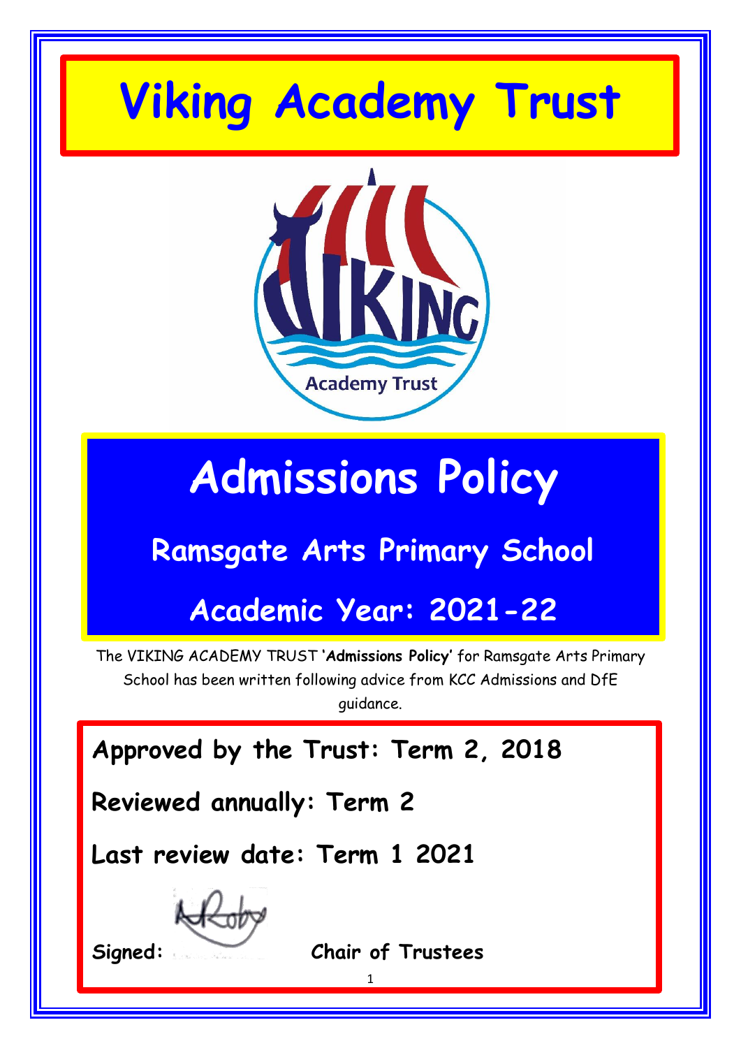# Viking Academy Trust

# Admissions Policy

## Ramsgate Arts Primary School

## Academic Year: 2021-22

The VIKING ACADEMY TRUST '**Admissions Policy**' for Ramsgate Arts Primary School has been written following advice from KCC Admissions and DfE guidance.

**Approved by the Trust: Term 2, 2018**

**Reviewed annually: Term 2**

**Last review date: Term 1 2021**

**Signed:** **Chair of Trustees**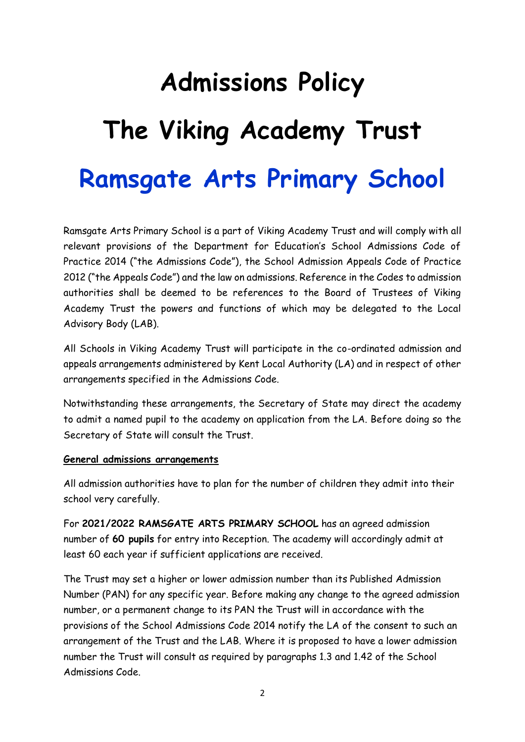# Admissions Policy

# The Viking Academy Trust

# Ramsgate Arts Primary School

Ramsgate Arts Primary School is a part of Viking Academy Trust and will comply with all relevant provisions of the Department for Education's School Admissions Code of Practice 2014 ("the Admissions Code"), the School Admission Appeals Code of Practice 2012 ("the Appeals Code") and the law on admissions. Reference in the Codes to admission authorities shall be deemed to be references to the Board of Trustees of Viking Academy Trust the powers and functions of which may be delegated to the Local Advisory Body (LAB).

All Schools in Viking Academy Trust will participate in the co-ordinated admission and appeals arrangements administered by Kent Local Authority (LA) and in respect of other arrangements specified in the Admissions Code.

Notwithstanding these arrangements, the Secretary of State may direct the academy to admit a named pupil to the academy on application from the LA. Before doing so the Secretary of State will consult the Trust.

**General admissions arrangements**

All admission authorities have to plan for the number of children they admit into their school very carefully.

For **2021/2022 RAMSGATE ARTS PRIMARY SCHOOL** has an agreed admission number of **60 pupils** for entry into Reception. The academy will accordingly admit at least 60 each year if sufficient applications are received.

The Trust may set a higher or lower admission number than its Published Admission Number (PAN) for any specific year. Before making any change to the agreed admission number, or a permanent change to its PAN the Trust will in accordance with the provisions of the School Admissions Code 2014 notify the LA of the consent to such an arrangement of the Trust and the LAB. Where it is proposed to have a lower admission number the Trust will consult as required by paragraphs 1.3 and 1.42 of the School Admissions Code.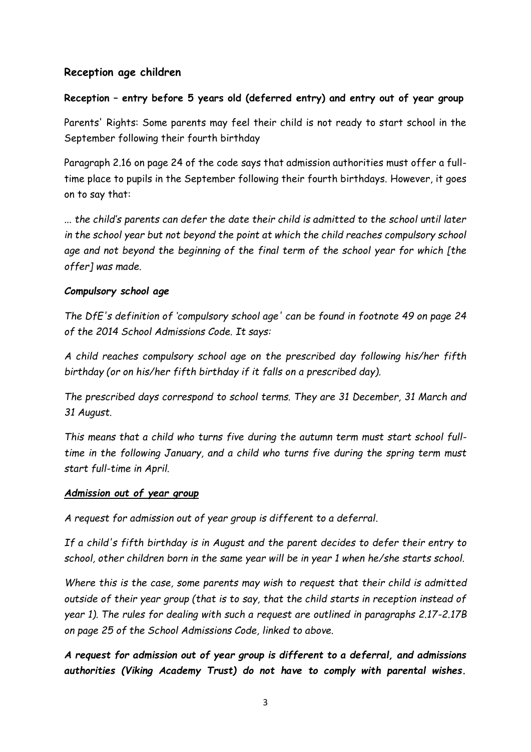## Reception age children

### Reception – entry before 5 years old (deferred entry) and entry out of year group

Parents' Rights: Some parents may feel their child is not ready to start school in the September following their fourth birthday

Paragraph 2.16 on page 24 of the code says that admission authorities must offer a full-time place to pupils in the September following their fourth birthdays. However, it goes on to say that:

*... the child's parents can defer the date their child is admitted to the school until later in the school year but not beyond the point at which the child reaches compulsory school age and not beyond the beginning of the final term of the school year for which [the offer] was made.*

***Compulsory school age***

*The DfE's definition of 'compulsory school age' can be found in footnote 49 on page 24 of the 2014 School Admissions Code. It says:*

*A child reaches compulsory school age on the prescribed day following his/her fifth birthday (or on his/her fifth birthday if it falls on a prescribed day).*

*The prescribed days correspond to school terms. They are 31 December, 31 March and 31 August.*

*This means that a child who turns five during the autumn term must start school full-time in the following January, and a child who turns five during the spring term must start full-time in April.*

***<u>Admission out of year group</u>***

*A request for admission out of year group is different to a deferral.*

*If a child's fifth birthday is in August and the parent decides to defer their entry to school, other children born in the same year will be in year 1 when he/she starts school.*

*Where this is the case, some parents may wish to request that their child is admitted outside of their year group (that is to say, that the child starts in reception instead of year 1). The rules for dealing with such a request are outlined in paragraphs 2.17-2.17B on page 25 of the School Admissions Code, linked to above.*

***A request for admission out of year group is different to a deferral, and admissions authorities (Viking Academy Trust) do not have to comply with parental wishes.***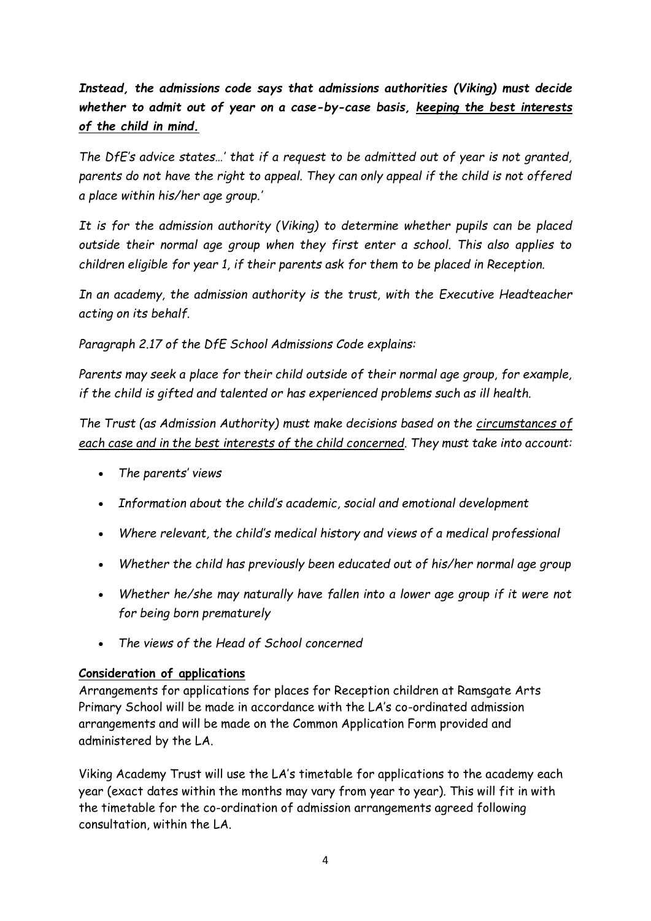***Instead, the admissions code says that admissions authorities (Viking) must decide whether to admit out of year on a case-by-case basis, <u>keeping the best interests of the child in mind.</u>***

*The DfE's advice states…' that if a request to be admitted out of year is not granted, parents do not have the right to appeal. They can only appeal if the child is not offered a place within his/her age group.'*

*It is for the admission authority (Viking) to determine whether pupils can be placed outside their normal age group when they first enter a school. This also applies to children eligible for year 1, if their parents ask for them to be placed in Reception.*

*In an academy, the admission authority is the trust, with the Executive Headteacher acting on its behalf.*

*Paragraph 2.17 of the DfE School Admissions Code explains:*

*Parents may seek a place for their child outside of their normal age group, for example, if the child is gifted and talented or has experienced problems such as ill health.*

*The Trust (as Admission Authority) must make decisions based on the <u>circumstances of each case and in the best interests of the child concerned</u>. They must take into account:*

- *The parents' views*
- *Information about the child's academic, social and emotional development*
- *Where relevant, the child's medical history and views of a medical professional*
- *Whether the child has previously been educated out of his/her normal age group*
- *Whether he/she may naturally have fallen into a lower age group if it were not for being born prematurely*
- *The views of the Head of School concerned*

**<u>Consideration of applications</u>**

Arrangements for applications for places for Reception children at Ramsgate Arts Primary School will be made in accordance with the LA's co-ordinated admission arrangements and will be made on the Common Application Form provided and administered by the LA.

Viking Academy Trust will use the LA's timetable for applications to the academy each year (exact dates within the months may vary from year to year). This will fit in with the timetable for the co-ordination of admission arrangements agreed following consultation, within the LA.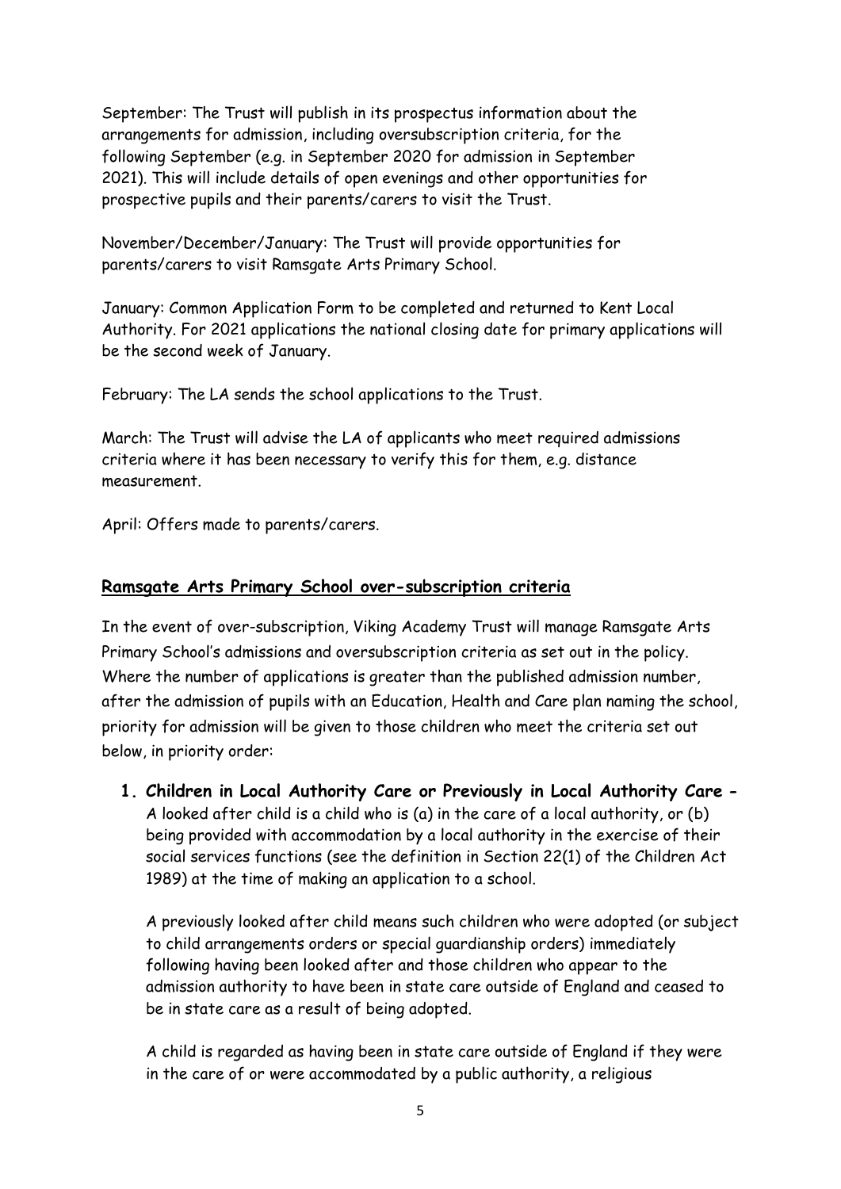September: The Trust will publish in its prospectus information about the arrangements for admission, including oversubscription criteria, for the following September (e.g. in September 2020 for admission in September 2021). This will include details of open evenings and other opportunities for prospective pupils and their parents/carers to visit the Trust.

November/December/January: The Trust will provide opportunities for parents/carers to visit Ramsgate Arts Primary School.

January: Common Application Form to be completed and returned to Kent Local Authority. For 2021 applications the national closing date for primary applications will be the second week of January.

February: The LA sends the school applications to the Trust.

March: The Trust will advise the LA of applicants who meet required admissions criteria where it has been necessary to verify this for them, e.g. distance measurement.

April: Offers made to parents/carers.

## **Ramsgate Arts Primary School over-subscription criteria**

In the event of over-subscription, Viking Academy Trust will manage Ramsgate Arts Primary School's admissions and oversubscription criteria as set out in the policy. Where the number of applications is greater than the published admission number, after the admission of pupils with an Education, Health and Care plan naming the school, priority for admission will be given to those children who meet the criteria set out below, in priority order:

1. **Children in Local Authority Care or Previously in Local Authority Care -** A looked after child is a child who is (a) in the care of a local authority, or (b) being provided with accommodation by a local authority in the exercise of their social services functions (see the definition in Section 22(1) of the Children Act 1989) at the time of making an application to a school.

   A previously looked after child means such children who were adopted (or subject to child arrangements orders or special guardianship orders) immediately following having been looked after and those children who appear to the admission authority to have been in state care outside of England and ceased to be in state care as a result of being adopted.

   A child is regarded as having been in state care outside of England if they were in the care of or were accommodated by a public authority, a religious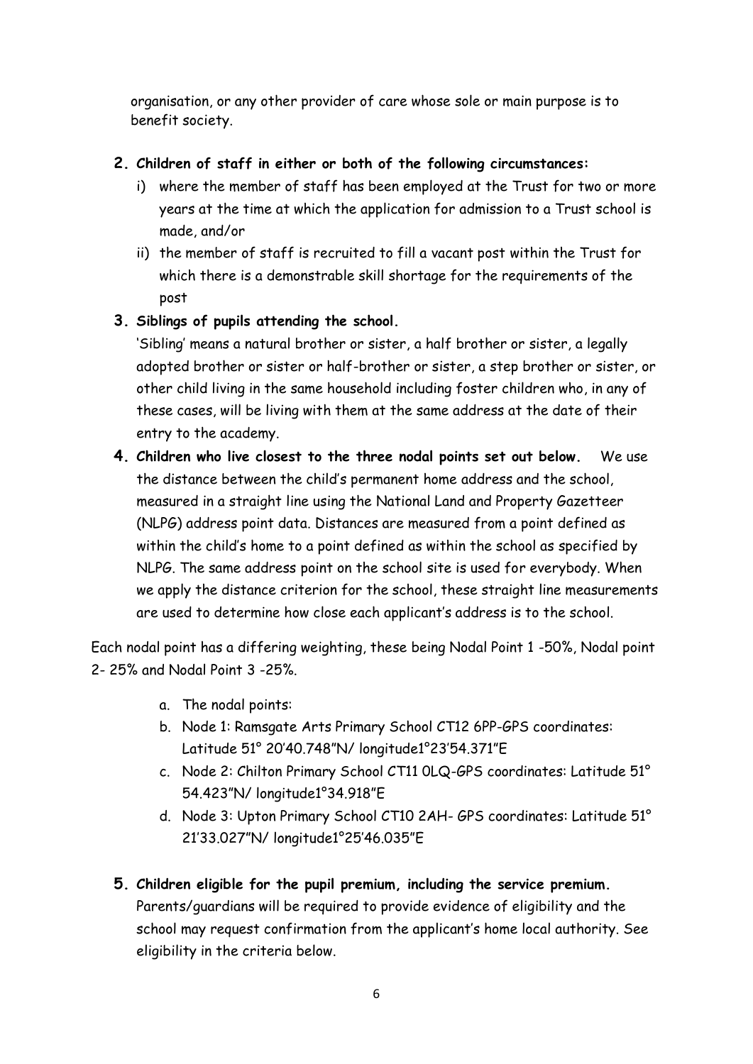organisation, or any other provider of care whose sole or main purpose is to benefit society.

2. **Children of staff in either or both of the following circumstances:**
   i) where the member of staff has been employed at the Trust for two or more years at the time at which the application for admission to a Trust school is made, and/or
   ii) the member of staff is recruited to fill a vacant post within the Trust for which there is a demonstrable skill shortage for the requirements of the post

3. **Siblings of pupils attending the school.**
   'Sibling' means a natural brother or sister, a half brother or sister, a legally adopted brother or sister or half-brother or sister, a step brother or sister, or other child living in the same household including foster children who, in any of these cases, will be living with them at the same address at the date of their entry to the academy.

4. **Children who live closest to the three nodal points set out below.** We use the distance between the child's permanent home address and the school, measured in a straight line using the National Land and Property Gazetteer (NLPG) address point data. Distances are measured from a point defined as within the child's home to a point defined as within the school as specified by NLPG. The same address point on the school site is used for everybody. When we apply the distance criterion for the school, these straight line measurements are used to determine how close each applicant's address is to the school.

Each nodal point has a differing weighting, these being Nodal Point 1 -50%, Nodal point 2- 25% and Nodal Point 3 -25%.

a. The nodal points:
b. Node 1: Ramsgate Arts Primary School CT12 6PP-GPS coordinates: Latitude 51° 20'40.748"N/ longitude1°23'54.371"E
c. Node 2: Chilton Primary School CT11 0LQ-GPS coordinates: Latitude 51° 54.423"N/ longitude1°34.918"E
d. Node 3: Upton Primary School CT10 2AH- GPS coordinates: Latitude 51° 21'33.027"N/ longitude1°25'46.035"E

5. **Children eligible for the pupil premium, including the service premium.** Parents/guardians will be required to provide evidence of eligibility and the school may request confirmation from the applicant's home local authority. See eligibility in the criteria below.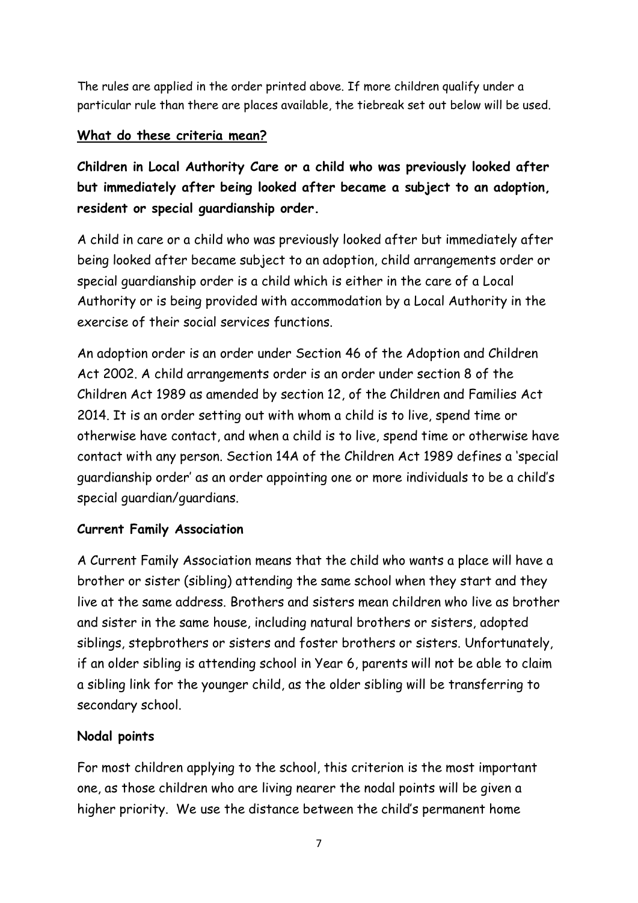The rules are applied in the order printed above. If more children qualify under a particular rule than there are places available, the tiebreak set out below will be used.

## **What do these criteria mean?**

**Children in Local Authority Care or a child who was previously looked after but immediately after being looked after became a subject to an adoption, resident or special guardianship order.**

A child in care or a child who was previously looked after but immediately after being looked after became subject to an adoption, child arrangements order or special guardianship order is a child which is either in the care of a Local Authority or is being provided with accommodation by a Local Authority in the exercise of their social services functions.

An adoption order is an order under Section 46 of the Adoption and Children Act 2002. A child arrangements order is an order under section 8 of the Children Act 1989 as amended by section 12, of the Children and Families Act 2014. It is an order setting out with whom a child is to live, spend time or otherwise have contact, and when a child is to live, spend time or otherwise have contact with any person. Section 14A of the Children Act 1989 defines a 'special guardianship order' as an order appointing one or more individuals to be a child's special guardian/guardians.

**Current Family Association**

A Current Family Association means that the child who wants a place will have a brother or sister (sibling) attending the same school when they start and they live at the same address. Brothers and sisters mean children who live as brother and sister in the same house, including natural brothers or sisters, adopted siblings, stepbrothers or sisters and foster brothers or sisters. Unfortunately, if an older sibling is attending school in Year 6, parents will not be able to claim a sibling link for the younger child, as the older sibling will be transferring to secondary school.

**Nodal points**

For most children applying to the school, this criterion is the most important one, as those children who are living nearer the nodal points will be given a higher priority. We use the distance between the child's permanent home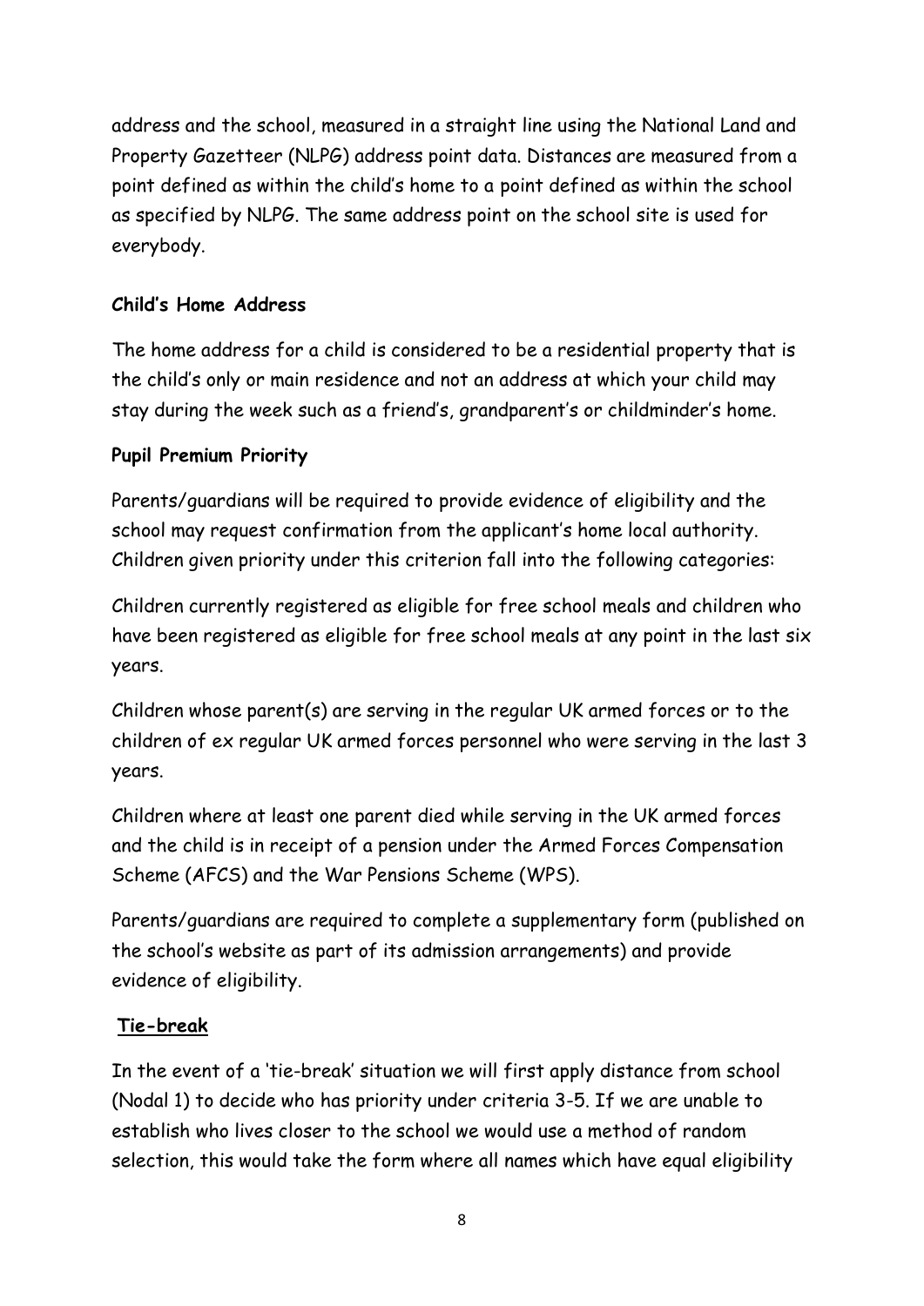address and the school, measured in a straight line using the National Land and Property Gazetteer (NLPG) address point data. Distances are measured from a point defined as within the child's home to a point defined as within the school as specified by NLPG. The same address point on the school site is used for everybody.

**Child's Home Address**

The home address for a child is considered to be a residential property that is the child's only or main residence and not an address at which your child may stay during the week such as a friend's, grandparent's or childminder's home.

**Pupil Premium Priority**

Parents/guardians will be required to provide evidence of eligibility and the school may request confirmation from the applicant's home local authority. Children given priority under this criterion fall into the following categories:

Children currently registered as eligible for free school meals and children who have been registered as eligible for free school meals at any point in the last six years.

Children whose parent(s) are serving in the regular UK armed forces or to the children of ex regular UK armed forces personnel who were serving in the last 3 years.

Children where at least one parent died while serving in the UK armed forces and the child is in receipt of a pension under the Armed Forces Compensation Scheme (AFCS) and the War Pensions Scheme (WPS).

Parents/guardians are required to complete a supplementary form (published on the school's website as part of its admission arrangements) and provide evidence of eligibility.

**Tie-break**

In the event of a 'tie-break' situation we will first apply distance from school (Nodal 1) to decide who has priority under criteria 3-5. If we are unable to establish who lives closer to the school we would use a method of random selection, this would take the form where all names which have equal eligibility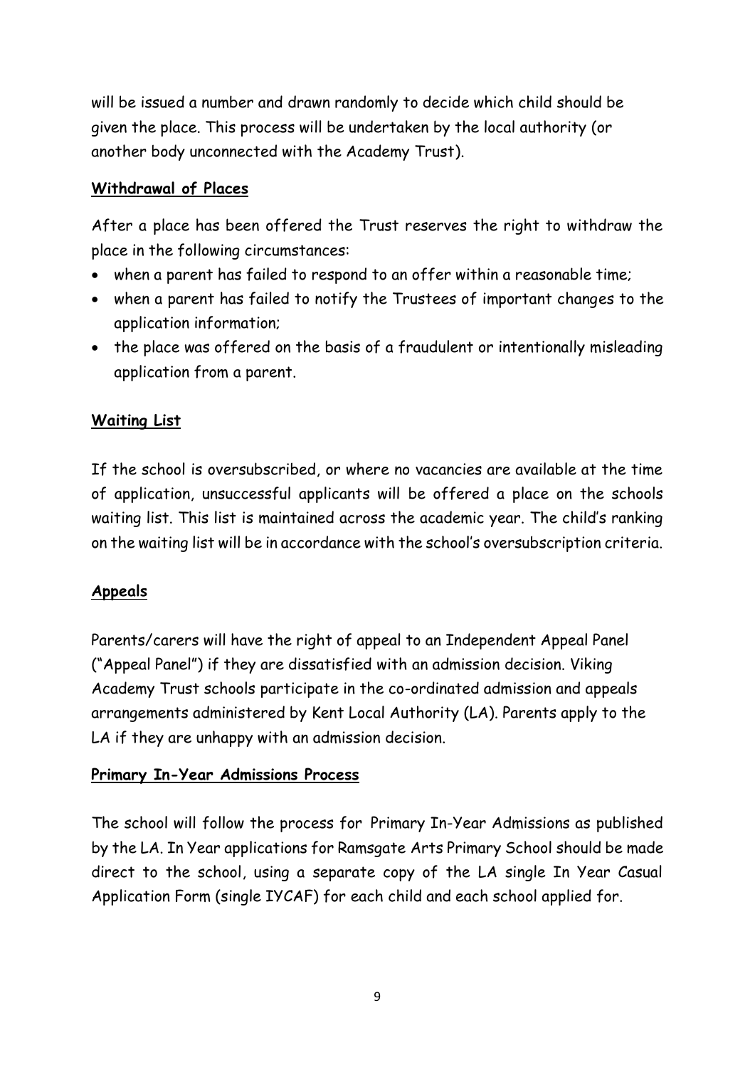will be issued a number and drawn randomly to decide which child should be given the place. This process will be undertaken by the local authority (or another body unconnected with the Academy Trust).

**Withdrawal of Places**

After a place has been offered the Trust reserves the right to withdraw the place in the following circumstances:

- when a parent has failed to respond to an offer within a reasonable time;
- when a parent has failed to notify the Trustees of important changes to the application information;
- the place was offered on the basis of a fraudulent or intentionally misleading application from a parent.

**Waiting List**

If the school is oversubscribed, or where no vacancies are available at the time of application, unsuccessful applicants will be offered a place on the schools waiting list. This list is maintained across the academic year. The child's ranking on the waiting list will be in accordance with the school's oversubscription criteria.

**Appeals**

Parents/carers will have the right of appeal to an Independent Appeal Panel ("Appeal Panel") if they are dissatisfied with an admission decision. Viking Academy Trust schools participate in the co-ordinated admission and appeals arrangements administered by Kent Local Authority (LA). Parents apply to the LA if they are unhappy with an admission decision.

**Primary In-Year Admissions Process**

The school will follow the process for Primary In-Year Admissions as published by the LA. In Year applications for Ramsgate Arts Primary School should be made direct to the school, using a separate copy of the LA single In Year Casual Application Form (single IYCAF) for each child and each school applied for.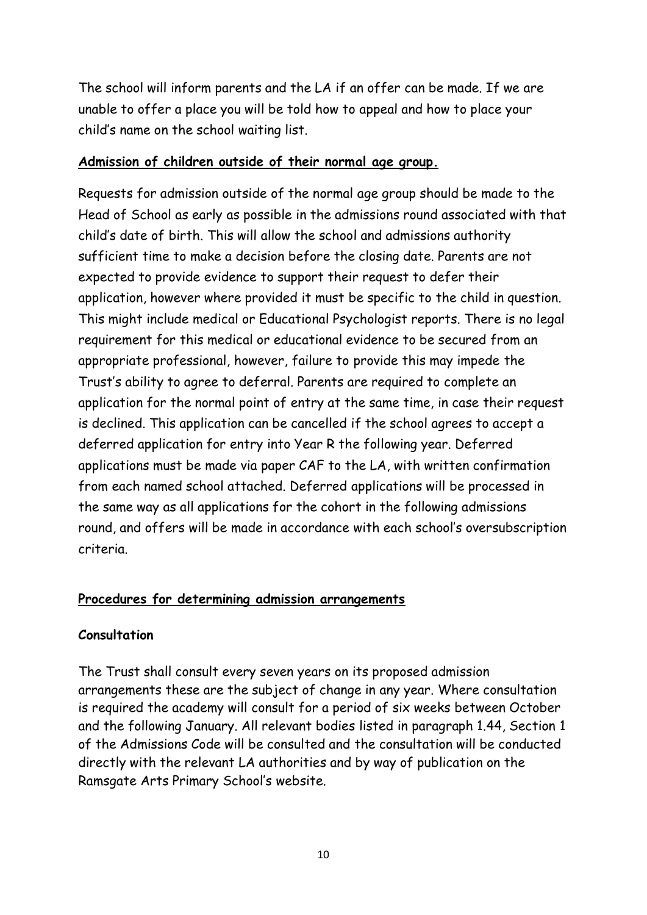The school will inform parents and the LA if an offer can be made. If we are unable to offer a place you will be told how to appeal and how to place your child's name on the school waiting list.

**Admission of children outside of their normal age group.**

Requests for admission outside of the normal age group should be made to the Head of School as early as possible in the admissions round associated with that child's date of birth. This will allow the school and admissions authority sufficient time to make a decision before the closing date. Parents are not expected to provide evidence to support their request to defer their application, however where provided it must be specific to the child in question. This might include medical or Educational Psychologist reports. There is no legal requirement for this medical or educational evidence to be secured from an appropriate professional, however, failure to provide this may impede the Trust's ability to agree to deferral. Parents are required to complete an application for the normal point of entry at the same time, in case their request is declined. This application can be cancelled if the school agrees to accept a deferred application for entry into Year R the following year. Deferred applications must be made via paper CAF to the LA, with written confirmation from each named school attached. Deferred applications will be processed in the same way as all applications for the cohort in the following admissions round, and offers will be made in accordance with each school's oversubscription criteria.

**Procedures for determining admission arrangements**

**Consultation**

The Trust shall consult every seven years on its proposed admission arrangements these are the subject of change in any year. Where consultation is required the academy will consult for a period of six weeks between October and the following January. All relevant bodies listed in paragraph 1.44, Section 1 of the Admissions Code will be consulted and the consultation will be conducted directly with the relevant LA authorities and by way of publication on the Ramsgate Arts Primary School's website.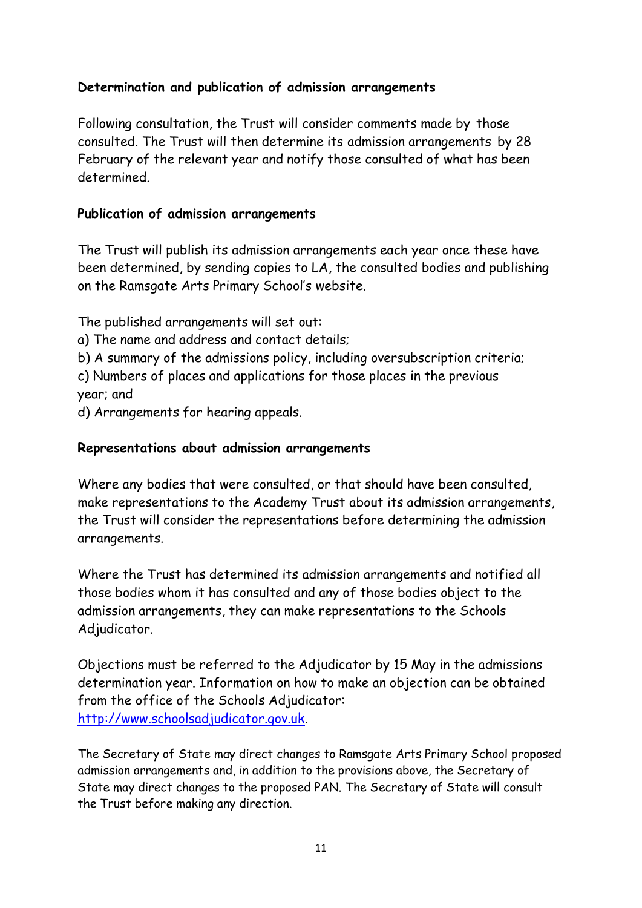### Determination and publication of admission arrangements

Following consultation, the Trust will consider comments made by those consulted. The Trust will then determine its admission arrangements by 28 February of the relevant year and notify those consulted of what has been determined.

### Publication of admission arrangements

The Trust will publish its admission arrangements each year once these have been determined, by sending copies to LA, the consulted bodies and publishing on the Ramsgate Arts Primary School's website.

The published arrangements will set out:

a) The name and address and contact details;
b) A summary of the admissions policy, including oversubscription criteria;
c) Numbers of places and applications for those places in the previous year; and
d) Arrangements for hearing appeals.

### Representations about admission arrangements

Where any bodies that were consulted, or that should have been consulted, make representations to the Academy Trust about its admission arrangements, the Trust will consider the representations before determining the admission arrangements.

Where the Trust has determined its admission arrangements and notified all those bodies whom it has consulted and any of those bodies object to the admission arrangements, they can make representations to the Schools Adjudicator.

Objections must be referred to the Adjudicator by 15 May in the admissions determination year. Information on how to make an objection can be obtained from the office of the Schools Adjudicator: [http://www.schoolsadjudicator.gov.uk](http://www.schoolsadjudicator.gov.uk).

The Secretary of State may direct changes to Ramsgate Arts Primary School proposed admission arrangements and, in addition to the provisions above, the Secretary of State may direct changes to the proposed PAN. The Secretary of State will consult the Trust before making any direction.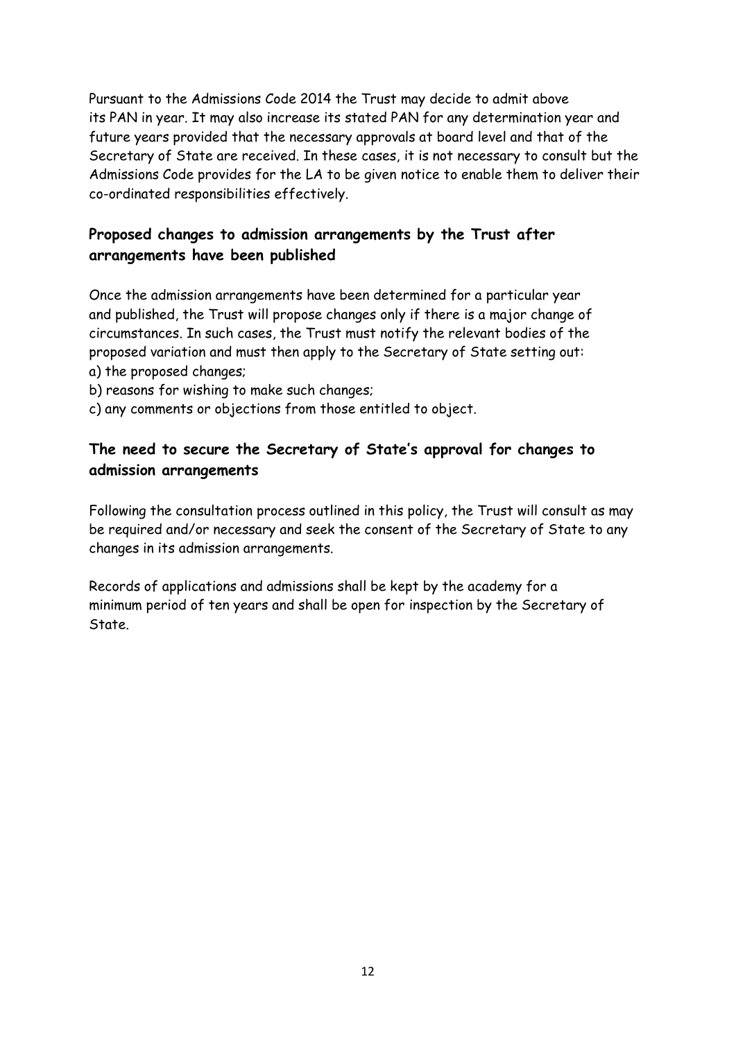Pursuant to the Admissions Code 2014 the Trust may decide to admit above its PAN in year. It may also increase its stated PAN for any determination year and future years provided that the necessary approvals at board level and that of the Secretary of State are received. In these cases, it is not necessary to consult but the Admissions Code provides for the LA to be given notice to enable them to deliver their co-ordinated responsibilities effectively.

## Proposed changes to admission arrangements by the Trust after arrangements have been published

Once the admission arrangements have been determined for a particular year and published, the Trust will propose changes only if there is a major change of circumstances. In such cases, the Trust must notify the relevant bodies of the proposed variation and must then apply to the Secretary of State setting out:

a) the proposed changes;
b) reasons for wishing to make such changes;
c) any comments or objections from those entitled to object.

## The need to secure the Secretary of State's approval for changes to admission arrangements

Following the consultation process outlined in this policy, the Trust will consult as may be required and/or necessary and seek the consent of the Secretary of State to any changes in its admission arrangements.

Records of applications and admissions shall be kept by the academy for a minimum period of ten years and shall be open for inspection by the Secretary of State.